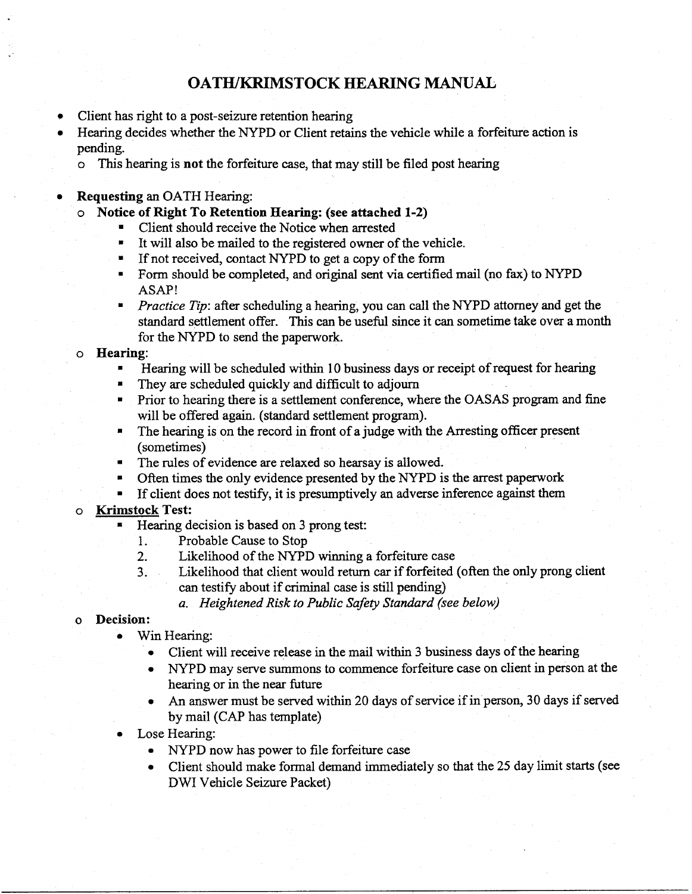# OATH/KRIMSTOCK HEARING MANUAL

- Client has right to a post-seizure retention hearing
- Hearing decides whether the NYPD or Client retains the vehicle while a forfeiture action is pending.
  - This hearing is **not** the forfeiture case, that may still be filed post hearing

- **Requesting** an OATH Hearing:
  - **Notice of Right To Retention Hearing: (see attached 1-2)**
    - Client should receive the Notice when arrested
    - It will also be mailed to the registered owner of the vehicle.
    - If not received, contact NYPD to get a copy of the form
    - Form should be completed, and original sent via certified mail (no fax) to NYPD ASAP!
    - *Practice Tip*: after scheduling a hearing, you can call the NYPD attorney and get the standard settlement offer. This can be useful since it can sometime take over a month for the NYPD to send the paperwork.
  - **Hearing**:
    - Hearing will be scheduled within 10 business days or receipt of request for hearing
    - They are scheduled quickly and difficult to adjourn
    - Prior to hearing there is a settlement conference, where the OASAS program and fine will be offered again. (standard settlement program).
    - The hearing is on the record in front of a judge with the Arresting officer present (sometimes)
    - The rules of evidence are relaxed so hearsay is allowed.
    - Often times the only evidence presented by the NYPD is the arrest paperwork
    - If client does not testify, it is presumptively an adverse inference against them
  - **<u>Krimstock</u> Test:**
    - Hearing decision is based on 3 prong test:
      1. Probable Cause to Stop
      2. Likelihood of the NYPD winning a forfeiture case
      3. Likelihood that client would return car if forfeited (often the only prong client can testify about if criminal case is still pending)
         a. *Heightened Risk to Public Safety Standard (see below)*
  - **Decision:**
    - Win Hearing:
      - Client will receive release in the mail within 3 business days of the hearing
      - NYPD may serve summons to commence forfeiture case on client in person at the hearing or in the near future
      - An answer must be served within 20 days of service if in person, 30 days if served by mail (CAP has template)
    - Lose Hearing:
      - NYPD now has power to file forfeiture case
      - Client should make formal demand immediately so that the 25 day limit starts (see DWI Vehicle Seizure Packet)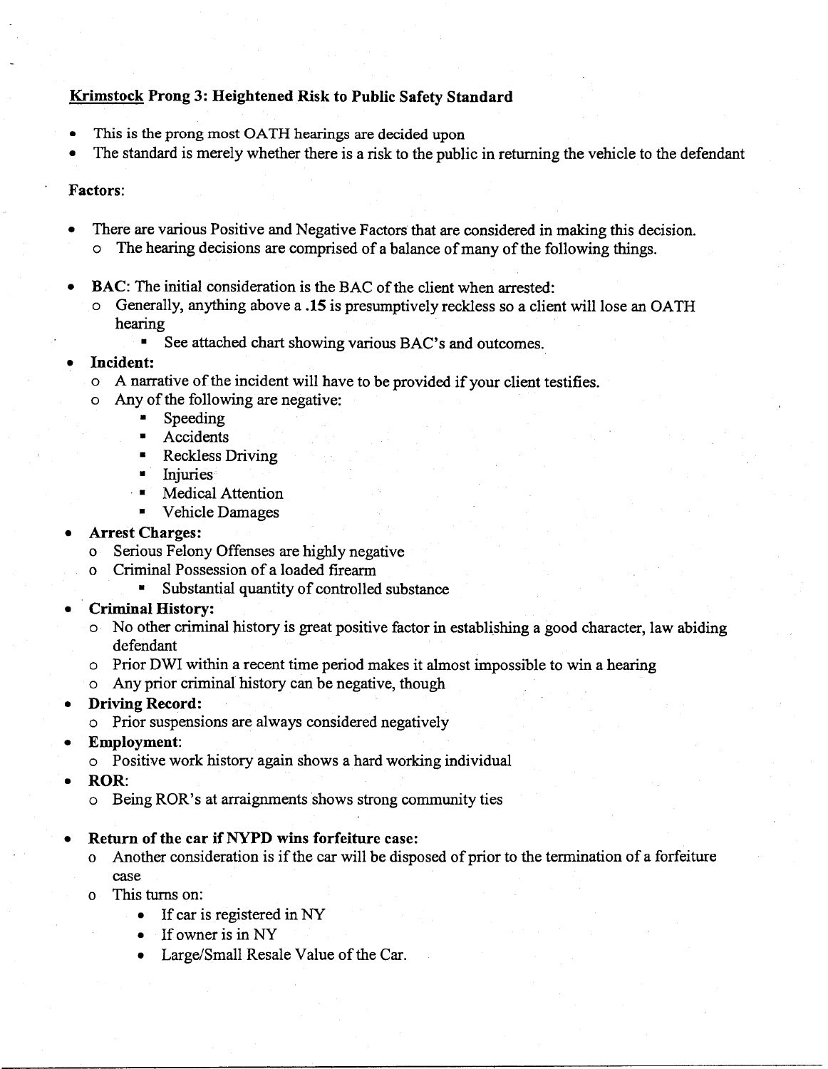**<u>Krimstock</u> Prong 3: Heightened Risk to Public Safety Standard**

- This is the prong most OATH hearings are decided upon
- The standard is merely whether there is a risk to the public in returning the vehicle to the defendant

**Factors:**

- There are various Positive and Negative Factors that are considered in making this decision.
  - The hearing decisions are comprised of a balance of many of the following things.

- **BAC**: The initial consideration is the BAC of the client when arrested:
  - Generally, anything above a **.15** is presumptively reckless so a client will lose an OATH hearing
    - See attached chart showing various BAC's and outcomes.
- **Incident:**
  - A narrative of the incident will have to be provided if your client testifies.
  - Any of the following are negative:
    - Speeding
    - Accidents
    - Reckless Driving
    - Injuries
    - Medical Attention
    - Vehicle Damages
- **Arrest Charges:**
  - Serious Felony Offenses are highly negative
  - Criminal Possession of a loaded firearm
    - Substantial quantity of controlled substance
- **Criminal History:**
  - No other criminal history is great positive factor in establishing a good character, law abiding defendant
  - Prior DWI within a recent time period makes it almost impossible to win a hearing
  - Any prior criminal history can be negative, though
- **Driving Record:**
  - Prior suspensions are always considered negatively
- **Employment**:
  - Positive work history again shows a hard working individual
- **ROR**:
  - Being ROR's at arraignments shows strong community ties

- **Return of the car if NYPD wins forfeiture case:**
  - Another consideration is if the car will be disposed of prior to the termination of a forfeiture case
  - This turns on:
    - If car is registered in NY
    - If owner is in NY
    - Large/Small Resale Value of the Car.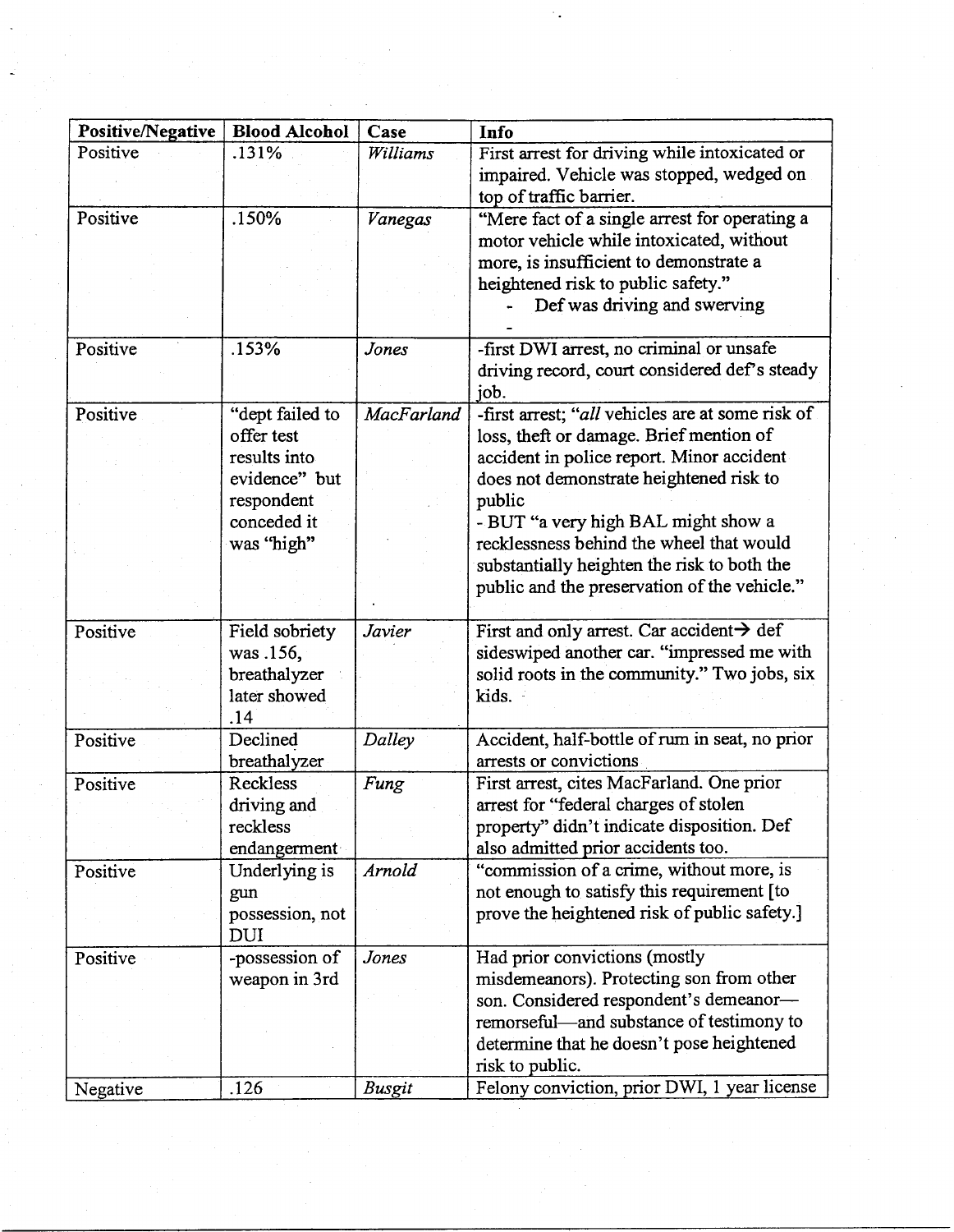| Positive/Negative | Blood Alcohol | Case | Info |
|---|---|---|---|
| Positive | .131% | *Williams* | First arrest for driving while intoxicated or impaired. Vehicle was stopped, wedged on top of traffic barrier. |
| Positive | .150% | *Vanegas* | "Mere fact of a single arrest for operating a motor vehicle while intoxicated, without more, is insufficient to demonstrate a heightened risk to public safety."<br>- Def was driving and swerving<br>- |
| Positive | .153% | *Jones* | -first DWI arrest, no criminal or unsafe driving record, court considered def's steady job. |
| Positive | "dept failed to offer test results into evidence" but respondent conceded it was "high" | *MacFarland* | -first arrest; "*all* vehicles are at some risk of loss, theft or damage. Brief mention of accident in police report. Minor accident does not demonstrate heightened risk to public<br>- BUT "a very high BAL might show a recklessness behind the wheel that would substantially heighten the risk to both the public and the preservation of the vehicle." |
| Positive | Field sobriety was .156, breathalyzer later showed .14 | *Javier* | First and only arrest. Car accident→ def sideswiped another car. "impressed me with solid roots in the community." Two jobs, six kids. |
| Positive | Declined breathalyzer | *Dalley* | Accident, half-bottle of rum in seat, no prior arrests or convictions |
| Positive | Reckless driving and reckless endangerment | *Fung* | First arrest, cites MacFarland. One prior arrest for "federal charges of stolen property" didn't indicate disposition. Def also admitted prior accidents too. |
| Positive | Underlying is gun possession, not DUI | *Arnold* | "commission of a crime, without more, is not enough to satisfy this requirement [to prove the heightened risk of public safety.] |
| Positive | -possession of weapon in 3rd | *Jones* | Had prior convictions (mostly misdemeanors). Protecting son from other son. Considered respondent's demeanor—remorseful—and substance of testimony to determine that he doesn't pose heightened risk to public. |
| Negative | .126 | *Busgit* | Felony conviction, prior DWI, 1 year license |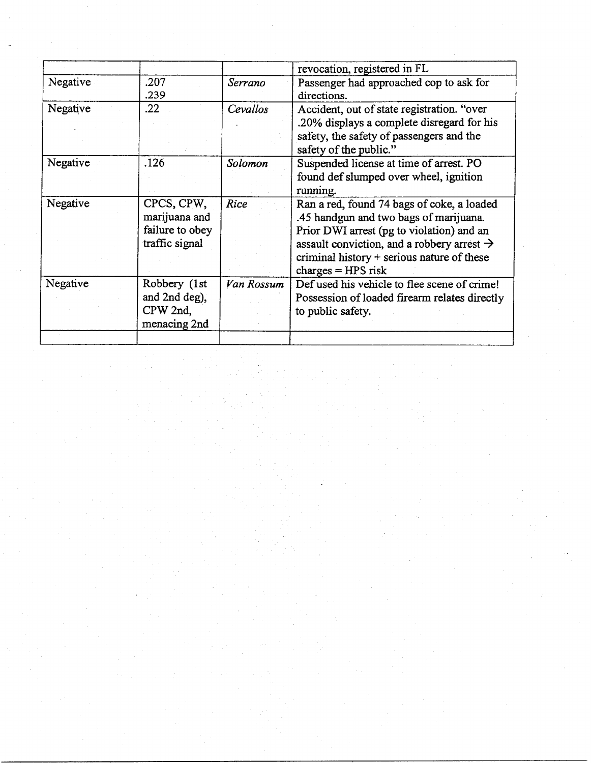| | | | |
|---|---|---|---|
| | | | revocation, registered in FL |
| Negative | .207<br>.239 | *Serrano* | Passenger had approached cop to ask for directions. |
| Negative | .22 | *Cevallos* | Accident, out of state registration. "over .20% displays a complete disregard for his safety, the safety of passengers and the safety of the public." |
| Negative | .126 | *Solomon* | Suspended license at time of arrest. PO found def slumped over wheel, ignition running. |
| Negative | CPCS, CPW, marijuana and failure to obey traffic signal | *Rice* | Ran a red, found 74 bags of coke, a loaded .45 handgun and two bags of marijuana. Prior DWI arrest (pg to violation) and an assault conviction, and a robbery arrest → criminal history + serious nature of these charges = HPS risk |
| Negative | Robbery (1st and 2nd deg), CPW 2nd, menacing 2nd | *Van Rossum* | Def used his vehicle to flee scene of crime! Possession of loaded firearm relates directly to public safety. |
| | | | |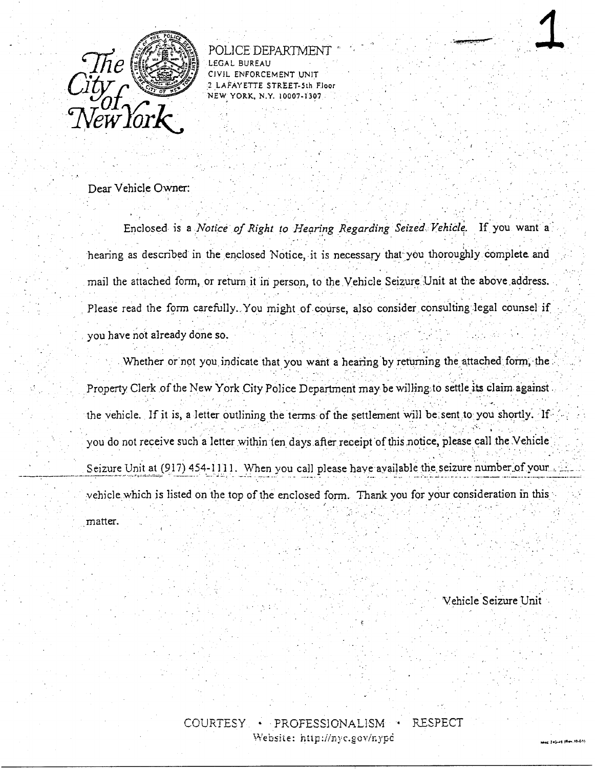The City of New York

POLICE DEPARTMENT
LEGAL BUREAU
CIVIL ENFORCEMENT UNIT
2 LAFAYETTE STREET-5th Floor
NEW YORK, N.Y. 10007-1307

1

Dear Vehicle Owner:

Enclosed is a *Notice of Right to Hearing Regarding Seized Vehicle*. If you want a hearing as described in the enclosed Notice, it is necessary that you thoroughly complete and mail the attached form, or return it in person, to the Vehicle Seizure Unit at the above address. Please read the form carefully. You might of course, also consider consulting legal counsel if you have not already done so.

Whether or not you indicate that you want a hearing by returning the attached form, the Property Clerk of the New York City Police Department may be willing to settle its claim against the vehicle. If it is, a letter outlining the terms of the settlement will be sent to you shortly. If you do not receive such a letter within ten days after receipt of this notice, please call the Vehicle Seizure Unit at (917) 454-1111. When you call please have available the seizure number of your vehicle which is listed on the top of the enclosed form. Thank you for your consideration in this matter.

Vehicle Seizure Unit

COURTESY • PROFESSIONALISM • RESPECT
Website: http://nyc.gov/nypd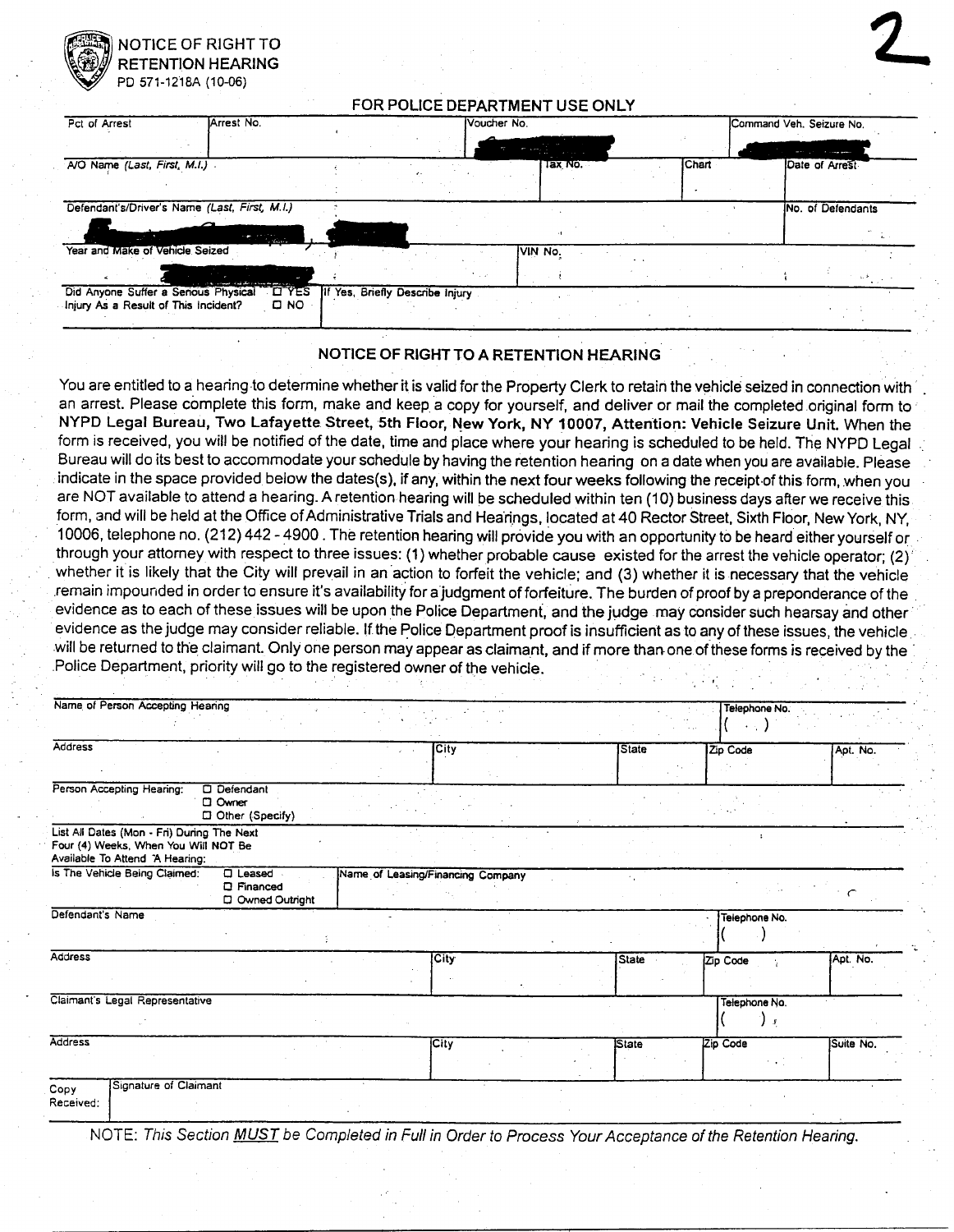**NOTICE OF RIGHT TO RETENTION HEARING**
PD 571-1218A (10-06)

2

**FOR POLICE DEPARTMENT USE ONLY**

| Pct of Arrest | Arrest No. | Voucher No. | | Command Veh. Seizure No. |
|---|---|---|---|---|
| A/O Name *(Last, First, M.I.)* | | Tax No. | Chart | Date of Arrest |
| Defendant's/Driver's Name *(Last, First, M.I.)* | | | | No. of Defendants |
| Year and Make of Vehicle Seized | | VIN No. | | |
| Did Anyone Suffer a Serious Physical Injury As a Result of This Incident? ☐ YES ☐ NO | If Yes, Briefly Describe Injury | | | |

## NOTICE OF RIGHT TO A RETENTION HEARING

You are entitled to a hearing to determine whether it is valid for the Property Clerk to retain the vehicle seized in connection with an arrest. Please complete this form, make and keep a copy for yourself, and deliver or mail the completed original form to **NYPD Legal Bureau, Two Lafayette Street, 5th Floor, New York, NY 10007, Attention: Vehicle Seizure Unit.** When the form is received, you will be notified of the date, time and place where your hearing is scheduled to be held. The NYPD Legal Bureau will do its best to accommodate your schedule by having the retention hearing on a date when you are available. Please indicate in the space provided below the dates(s), if any, within the next four weeks following the receipt of this form, when you are NOT available to attend a hearing. A retention hearing will be scheduled within ten (10) business days after we receive this form, and will be held at the Office of Administrative Trials and Hearings, located at 40 Rector Street, Sixth Floor, New York, NY, 10006, telephone no. (212) 442 - 4900. The retention hearing will provide you with an opportunity to be heard either yourself or through your attorney with respect to three issues: (1) whether probable cause existed for the arrest the vehicle operator; (2) whether it is likely that the City will prevail in an action to forfeit the vehicle; and (3) whether it is necessary that the vehicle remain impounded in order to ensure it's availability for a judgment of forfeiture. The burden of proof by a preponderance of the evidence as to each of these issues will be upon the Police Department, and the judge may consider such hearsay and other evidence as the judge may consider reliable. If the Police Department proof is insufficient as to any of these issues, the vehicle will be returned to the claimant. Only one person may appear as claimant, and if more than one of these forms is received by the Police Department, priority will go to the registered owner of the vehicle.

| Name of Person Accepting Hearing | | | | Telephone No. ( ) | |
|---|---|---|---|---|---|
| Address | | City | State | Zip Code | Apt. No. |
| Person Accepting Hearing: ☐ Defendant ☐ Owner ☐ Other (Specify) | | | | | |
| List All Dates (Mon - Fri) During The Next Four (4) Weeks, When You Will NOT Be Available To Attend A Hearing: | | | | | |
| Is The Vehicle Being Claimed: ☐ Leased ☐ Financed ☐ Owned Outright | Name of Leasing/Financing Company | | | | |
| Defendant's Name | | | | Telephone No. ( ) | |
| Address | | City | State | Zip Code | Apt. No. |
| Claimant's Legal Representative | | | | Telephone No. ( ) | |
| Address | | City | State | Zip Code | Suite No. |
| Copy Received: | Signature of Claimant | | | | |

NOTE: *This Section* ***MUST*** *be Completed in Full in Order to Process Your Acceptance of the Retention Hearing.*